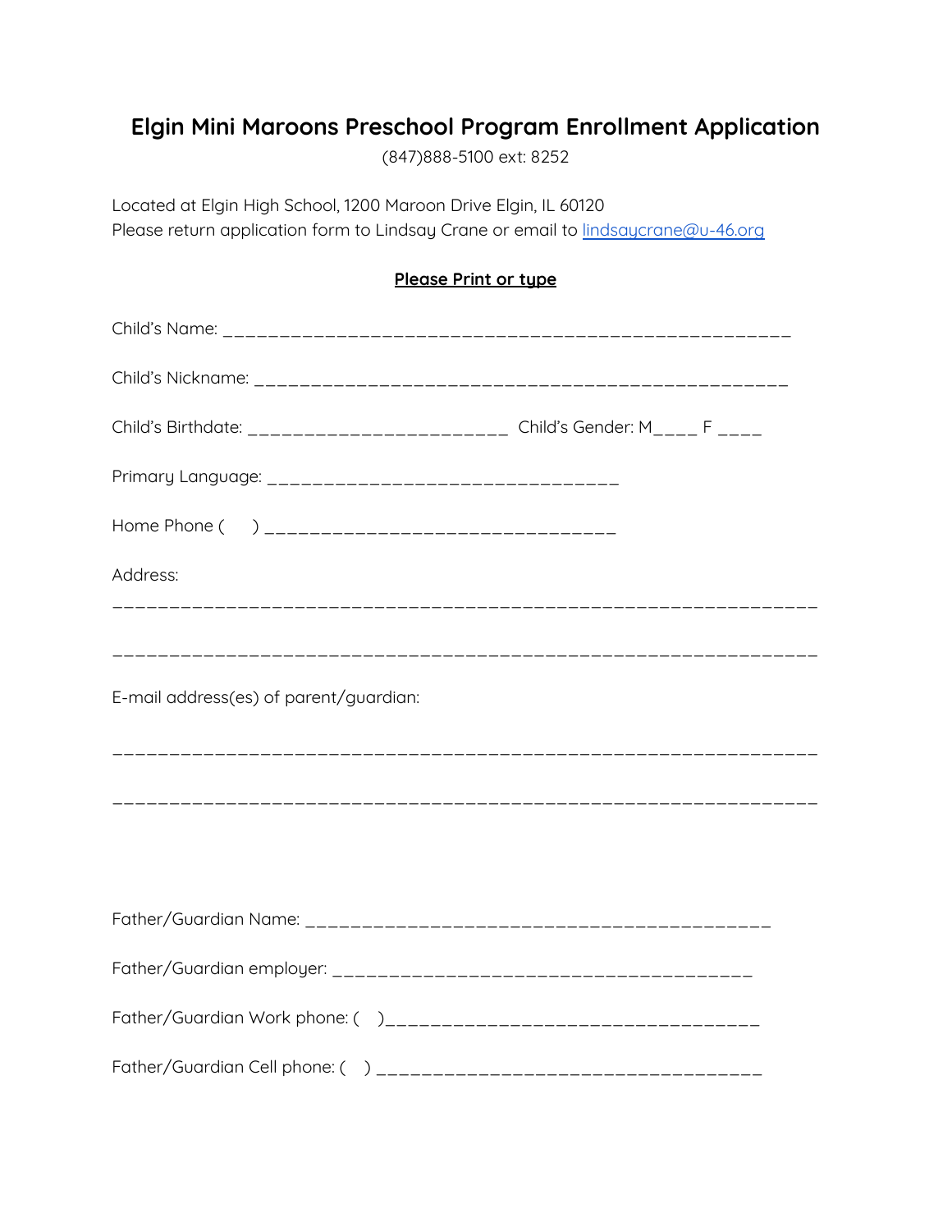# Elgin Mini Maroons Preschool Program Enrollment Application

(847)888-5100 ext: 8252

Located at Elgin High School, 1200 Maroon Drive Elgin, IL 60120
Please return application form to Lindsay Crane or email to lindsaycrane@u-46.org

**Please Print or type**

Child's Name: _____________________________________________________

Child's Nickname: __________________________________________________

Child's Birthdate: _________________________ Child's Gender: M____ F ____

Primary Language: _________________________________

Home Phone (     ) _________________________________

Address:

___________________________________________________________________

___________________________________________________________________

E-mail address(es) of parent/guardian:

___________________________________________________________________

___________________________________________________________________

Father/Guardian Name: ____________________________________________

Father/Guardian employer: _______________________________________

Father/Guardian Work phone: (     )___________________________________

Father/Guardian Cell phone: (     ) ____________________________________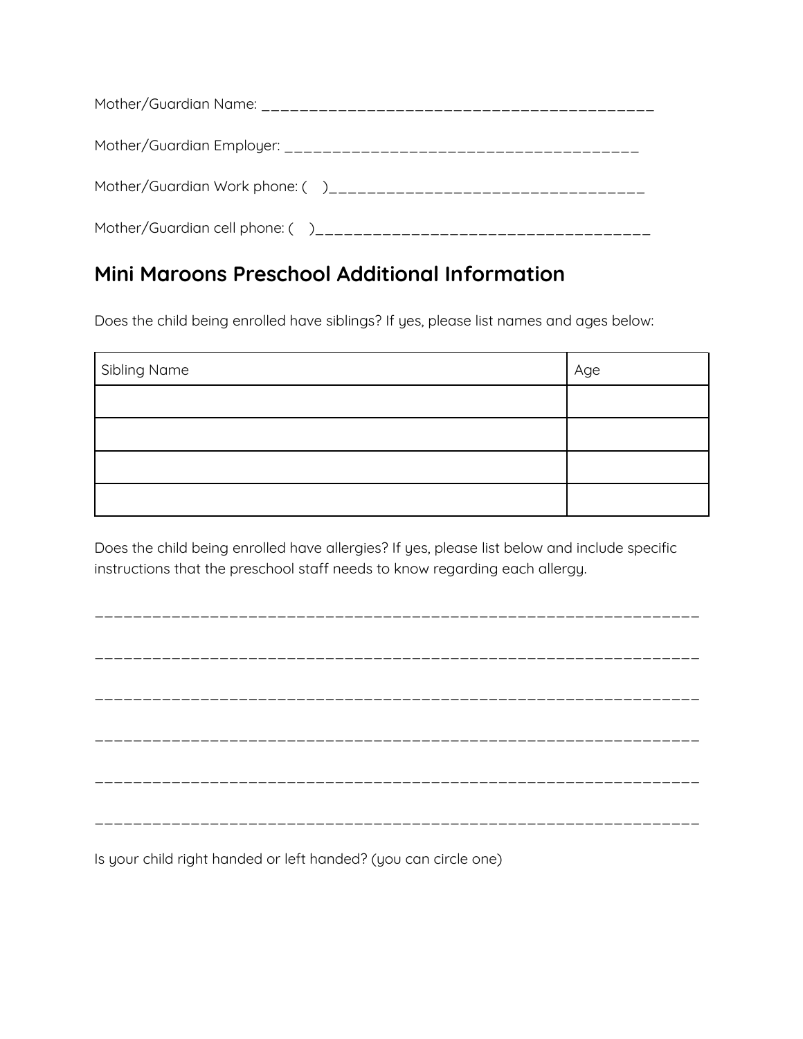Mother/Guardian Name: ___________________________________________

Mother/Guardian Employer: ______________________________________

Mother/Guardian Work phone: (    )__________________________________

Mother/Guardian cell phone: (    )____________________________________

## Mini Maroons Preschool Additional Information

Does the child being enrolled have siblings? If yes, please list names and ages below:

| Sibling Name | Age |
| --- | --- |
| | |
| | |
| | |
| | |

Does the child being enrolled have allergies? If yes, please list below and include specific instructions that the preschool staff needs to know regarding each allergy.

_________________________________________________________________

_________________________________________________________________

_________________________________________________________________

_________________________________________________________________

_________________________________________________________________

_________________________________________________________________

Is your child right handed or left handed? (you can circle one)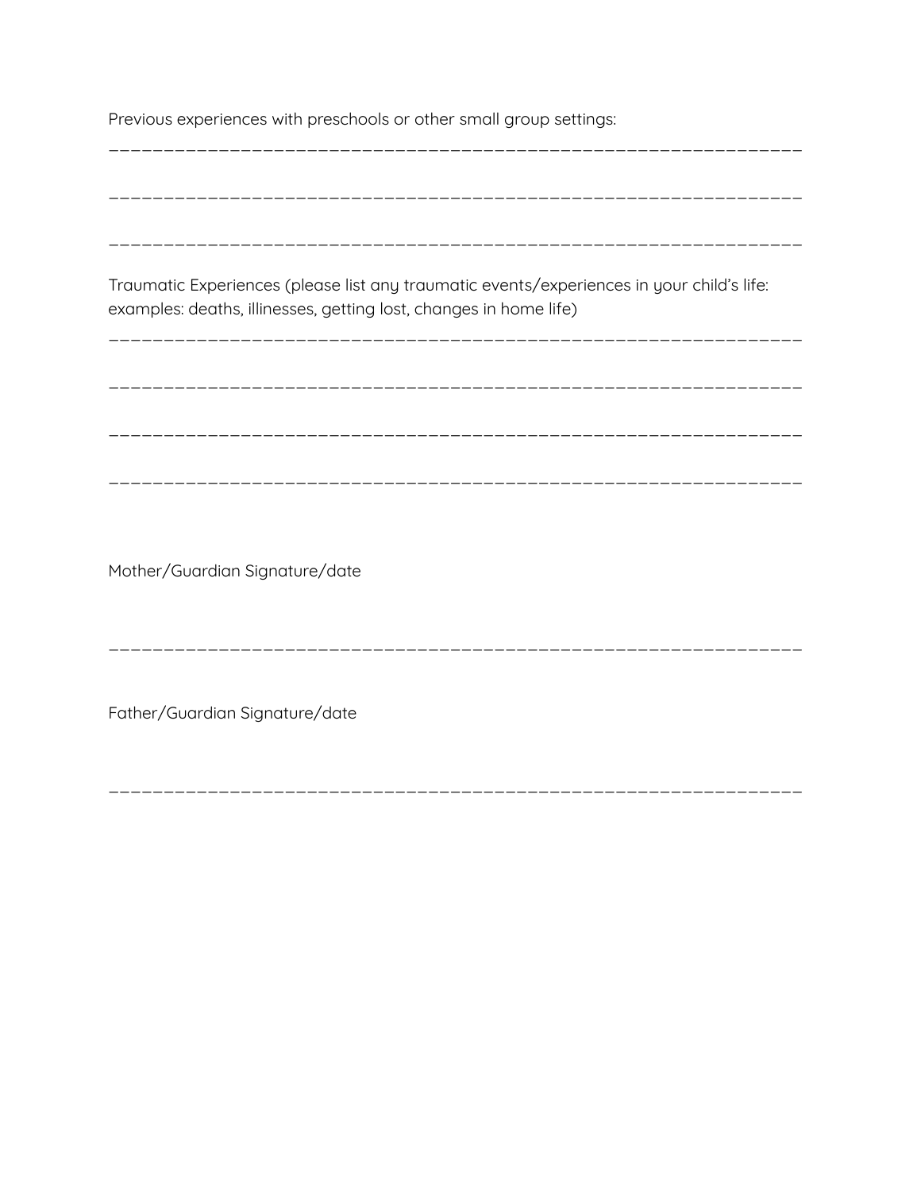Previous experiences with preschools or other small group settings:

_________________________________________________________________

_________________________________________________________________

_________________________________________________________________

Traumatic Experiences (please list any traumatic events/experiences in your child's life: examples: deaths, illinesses, getting lost, changes in home life)

_________________________________________________________________

_________________________________________________________________

_________________________________________________________________

_________________________________________________________________

Mother/Guardian Signature/date

_________________________________________________________________

Father/Guardian Signature/date

_________________________________________________________________